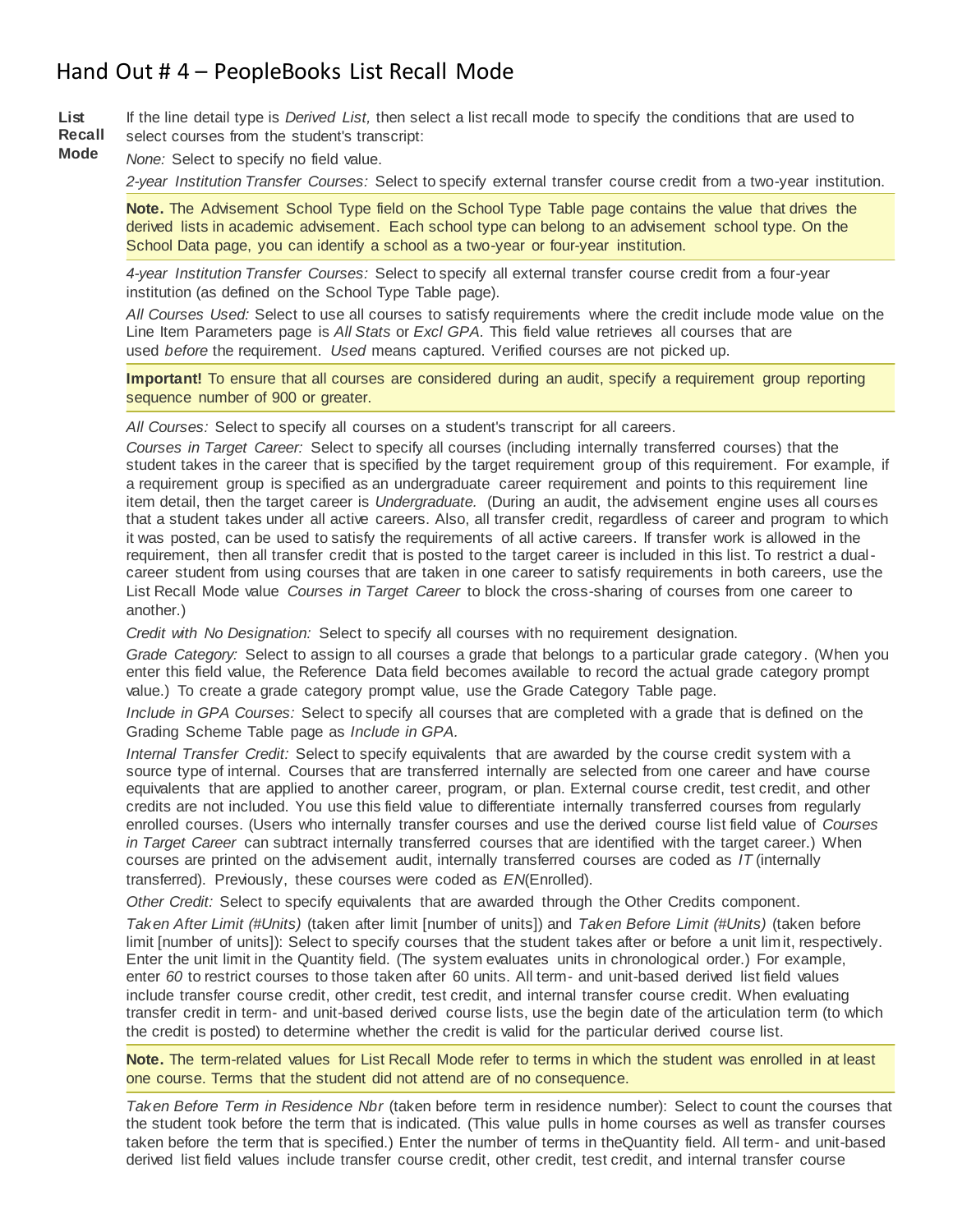# Hand Out # 4 – PeopleBooks List Recall Mode

**List Recall Mode**

If the line detail type is *Derived List,* then select a list recall mode to specify the conditions that are used to select courses from the student's transcript:

*None:* Select to specify no field value.

*2-year Institution Transfer Courses:* Select to specify external transfer course credit from a two-year institution.

> **Note.** The Advisement School Type field on the School Type Table page contains the value that drives the derived lists in academic advisement. Each school type can belong to an advisement school type. On the School Data page, you can identify a school as a two-year or four-year institution.

*4-year Institution Transfer Courses:* Select to specify all external transfer course credit from a four-year institution (as defined on the School Type Table page).

*All Courses Used:* Select to use all courses to satisfy requirements where the credit include mode value on the Line Item Parameters page is *All Stats* or *Excl GPA.* This field value retrieves all courses that are used *before* the requirement. *Used* means captured. Verified courses are not picked up.

> **Important!** To ensure that all courses are considered during an audit, specify a requirement group reporting sequence number of 900 or greater.

*All Courses:* Select to specify all courses on a student's transcript for all careers.

*Courses in Target Career:* Select to specify all courses (including internally transferred courses) that the student takes in the career that is specified by the target requirement group of this requirement. For example, if a requirement group is specified as an undergraduate career requirement and points to this requirement line item detail, then the target career is *Undergraduate.* (During an audit, the advisement engine uses all courses that a student takes under all active careers. Also, all transfer credit, regardless of career and program to which it was posted, can be used to satisfy the requirements of all active careers. If transfer work is allowed in the requirement, then all transfer credit that is posted to the target career is included in this list. To restrict a dual-career student from using courses that are taken in one career to satisfy requirements in both careers, use the List Recall Mode value *Courses in Target Career* to block the cross-sharing of courses from one career to another.)

*Credit with No Designation:* Select to specify all courses with no requirement designation.

*Grade Category:* Select to assign to all courses a grade that belongs to a particular grade category. (When you enter this field value, the Reference Data field becomes available to record the actual grade category prompt value.) To create a grade category prompt value, use the Grade Category Table page.

*Include in GPA Courses:* Select to specify all courses that are completed with a grade that is defined on the Grading Scheme Table page as *Include in GPA.*

*Internal Transfer Credit:* Select to specify equivalents that are awarded by the course credit system with a source type of internal. Courses that are transferred internally are selected from one career and have course equivalents that are applied to another career, program, or plan. External course credit, test credit, and other credits are not included. You use this field value to differentiate internally transferred courses from regularly enrolled courses. (Users who internally transfer courses and use the derived course list field value of *Courses in Target Career* can subtract internally transferred courses that are identified with the target career.) When courses are printed on the advisement audit, internally transferred courses are coded as *IT* (internally transferred). Previously, these courses were coded as *EN*(Enrolled).

*Other Credit:* Select to specify equivalents that are awarded through the Other Credits component.

*Taken After Limit (#Units)* (taken after limit [number of units]) and *Taken Before Limit (#Units)* (taken before limit [number of units]): Select to specify courses that the student takes after or before a unit limit, respectively. Enter the unit limit in the Quantity field. (The system evaluates units in chronological order.) For example, enter *60* to restrict courses to those taken after 60 units. All term- and unit-based derived list field values include transfer course credit, other credit, test credit, and internal transfer course credit. When evaluating transfer credit in term- and unit-based derived course lists, use the begin date of the articulation term (to which the credit is posted) to determine whether the credit is valid for the particular derived course list.

> **Note.** The term-related values for List Recall Mode refer to terms in which the student was enrolled in at least one course. Terms that the student did not attend are of no consequence.

*Taken Before Term in Residence Nbr* (taken before term in residence number): Select to count the courses that the student took before the term that is indicated. (This value pulls in home courses as well as transfer courses taken before the term that is specified.) Enter the number of terms in theQuantity field. All term- and unit-based derived list field values include transfer course credit, other credit, test credit, and internal transfer course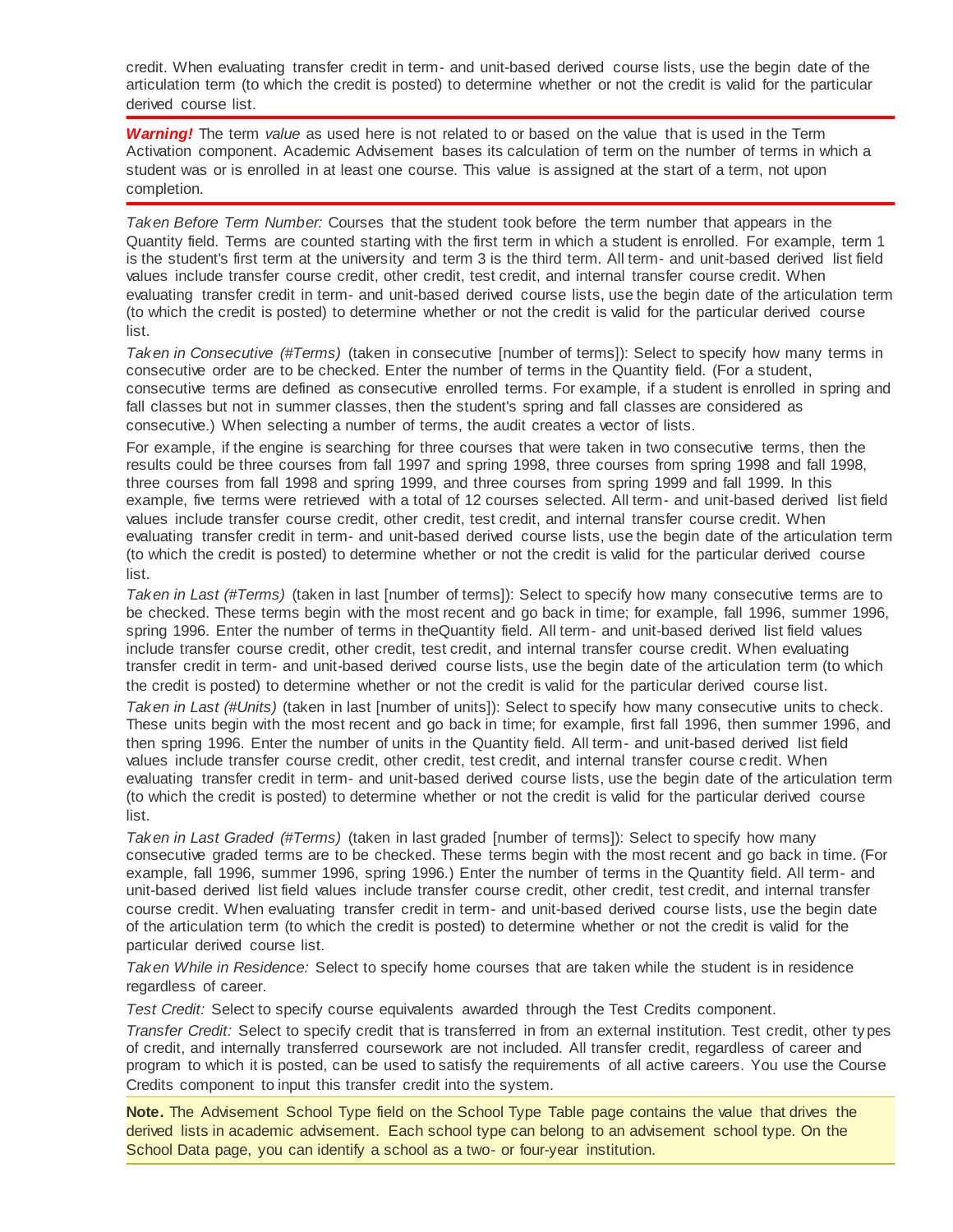credit. When evaluating transfer credit in term- and unit-based derived course lists, use the begin date of the articulation term (to which the credit is posted) to determine whether or not the credit is valid for the particular derived course list.

---

***Warning!*** The term *value* as used here is not related to or based on the value that is used in the Term Activation component. Academic Advisement bases its calculation of term on the number of terms in which a student was or is enrolled in at least one course. This value is assigned at the start of a term, not upon completion.

---

*Taken Before Term Number:* Courses that the student took before the term number that appears in the Quantity field. Terms are counted starting with the first term in which a student is enrolled. For example, term 1 is the student's first term at the university and term 3 is the third term. All term- and unit-based derived list field values include transfer course credit, other credit, test credit, and internal transfer course credit. When evaluating transfer credit in term- and unit-based derived course lists, use the begin date of the articulation term (to which the credit is posted) to determine whether or not the credit is valid for the particular derived course list.

*Taken in Consecutive (#Terms)* (taken in consecutive [number of terms]): Select to specify how many terms in consecutive order are to be checked. Enter the number of terms in the Quantity field. (For a student, consecutive terms are defined as consecutive enrolled terms. For example, if a student is enrolled in spring and fall classes but not in summer classes, then the student's spring and fall classes are considered as consecutive.) When selecting a number of terms, the audit creates a vector of lists.

For example, if the engine is searching for three courses that were taken in two consecutive terms, then the results could be three courses from fall 1997 and spring 1998, three courses from spring 1998 and fall 1998, three courses from fall 1998 and spring 1999, and three courses from spring 1999 and fall 1999. In this example, five terms were retrieved with a total of 12 courses selected. All term- and unit-based derived list field values include transfer course credit, other credit, test credit, and internal transfer course credit. When evaluating transfer credit in term- and unit-based derived course lists, use the begin date of the articulation term (to which the credit is posted) to determine whether or not the credit is valid for the particular derived course list.

*Taken in Last (#Terms)* (taken in last [number of terms]): Select to specify how many consecutive terms are to be checked. These terms begin with the most recent and go back in time; for example, fall 1996, summer 1996, spring 1996. Enter the number of terms in theQuantity field. All term- and unit-based derived list field values include transfer course credit, other credit, test credit, and internal transfer course credit. When evaluating transfer credit in term- and unit-based derived course lists, use the begin date of the articulation term (to which the credit is posted) to determine whether or not the credit is valid for the particular derived course list.

*Taken in Last (#Units)* (taken in last [number of units]): Select to specify how many consecutive units to check. These units begin with the most recent and go back in time; for example, first fall 1996, then summer 1996, and then spring 1996. Enter the number of units in the Quantity field. All term- and unit-based derived list field values include transfer course credit, other credit, test credit, and internal transfer course credit. When evaluating transfer credit in term- and unit-based derived course lists, use the begin date of the articulation term (to which the credit is posted) to determine whether or not the credit is valid for the particular derived course list.

*Taken in Last Graded (#Terms)* (taken in last graded [number of terms]): Select to specify how many consecutive graded terms are to be checked. These terms begin with the most recent and go back in time. (For example, fall 1996, summer 1996, spring 1996.) Enter the number of terms in the Quantity field. All term- and unit-based derived list field values include transfer course credit, other credit, test credit, and internal transfer course credit. When evaluating transfer credit in term- and unit-based derived course lists, use the begin date of the articulation term (to which the credit is posted) to determine whether or not the credit is valid for the particular derived course list.

*Taken While in Residence:* Select to specify home courses that are taken while the student is in residence regardless of career.

*Test Credit:* Select to specify course equivalents awarded through the Test Credits component.

*Transfer Credit:* Select to specify credit that is transferred in from an external institution. Test credit, other types of credit, and internally transferred coursework are not included. All transfer credit, regardless of career and program to which it is posted, can be used to satisfy the requirements of all active careers. You use the Course Credits component to input this transfer credit into the system.

---

**Note.** The Advisement School Type field on the School Type Table page contains the value that drives the derived lists in academic advisement. Each school type can belong to an advisement school type. On the School Data page, you can identify a school as a two- or four-year institution.

---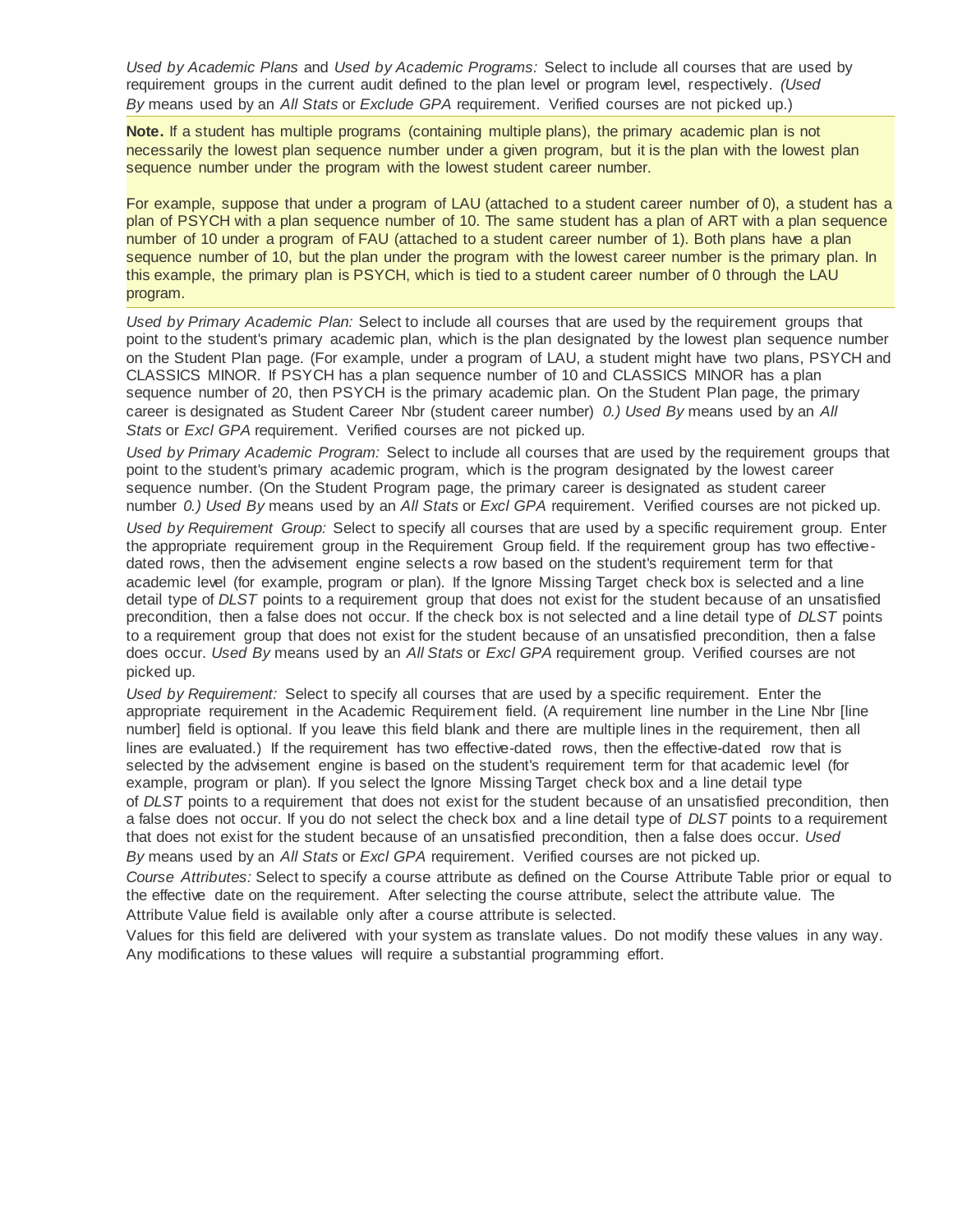*Used by Academic Plans* and *Used by Academic Programs:* Select to include all courses that are used by requirement groups in the current audit defined to the plan level or program level, respectively. *(Used By* means used by an *All Stats* or *Exclude GPA* requirement. Verified courses are not picked up.)

**Note.** If a student has multiple programs (containing multiple plans), the primary academic plan is not necessarily the lowest plan sequence number under a given program, but it is the plan with the lowest plan sequence number under the program with the lowest student career number.

For example, suppose that under a program of LAU (attached to a student career number of 0), a student has a plan of PSYCH with a plan sequence number of 10. The same student has a plan of ART with a plan sequence number of 10 under a program of FAU (attached to a student career number of 1). Both plans have a plan sequence number of 10, but the plan under the program with the lowest career number is the primary plan. In this example, the primary plan is PSYCH, which is tied to a student career number of 0 through the LAU program.

*Used by Primary Academic Plan:* Select to include all courses that are used by the requirement groups that point to the student's primary academic plan, which is the plan designated by the lowest plan sequence number on the Student Plan page. (For example, under a program of LAU, a student might have two plans, PSYCH and CLASSICS MINOR. If PSYCH has a plan sequence number of 10 and CLASSICS MINOR has a plan sequence number of 20, then PSYCH is the primary academic plan. On the Student Plan page, the primary career is designated as Student Career Nbr (student career number) *0.) Used By* means used by an *All Stats* or *Excl GPA* requirement. Verified courses are not picked up.

*Used by Primary Academic Program:* Select to include all courses that are used by the requirement groups that point to the student's primary academic program, which is the program designated by the lowest career sequence number. (On the Student Program page, the primary career is designated as student career number *0.) Used By* means used by an *All Stats* or *Excl GPA* requirement. Verified courses are not picked up.

*Used by Requirement Group:* Select to specify all courses that are used by a specific requirement group. Enter the appropriate requirement group in the Requirement Group field. If the requirement group has two effective-dated rows, then the advisement engine selects a row based on the student's requirement term for that academic level (for example, program or plan). If the Ignore Missing Target check box is selected and a line detail type of *DLST* points to a requirement group that does not exist for the student because of an unsatisfied precondition, then a false does not occur. If the check box is not selected and a line detail type of *DLST* points to a requirement group that does not exist for the student because of an unsatisfied precondition, then a false does occur. *Used By* means used by an *All Stats* or *Excl GPA* requirement group. Verified courses are not picked up.

*Used by Requirement:* Select to specify all courses that are used by a specific requirement. Enter the appropriate requirement in the Academic Requirement field. (A requirement line number in the Line Nbr [line number] field is optional. If you leave this field blank and there are multiple lines in the requirement, then all lines are evaluated.) If the requirement has two effective-dated rows, then the effective-dated row that is selected by the advisement engine is based on the student's requirement term for that academic level (for example, program or plan). If you select the Ignore Missing Target check box and a line detail type of *DLST* points to a requirement that does not exist for the student because of an unsatisfied precondition, then a false does not occur. If you do not select the check box and a line detail type of *DLST* points to a requirement that does not exist for the student because of an unsatisfied precondition, then a false does occur. *Used By* means used by an *All Stats* or *Excl GPA* requirement. Verified courses are not picked up.

*Course Attributes:* Select to specify a course attribute as defined on the Course Attribute Table prior or equal to the effective date on the requirement. After selecting the course attribute, select the attribute value. The Attribute Value field is available only after a course attribute is selected.

Values for this field are delivered with your system as translate values. Do not modify these values in any way. Any modifications to these values will require a substantial programming effort.